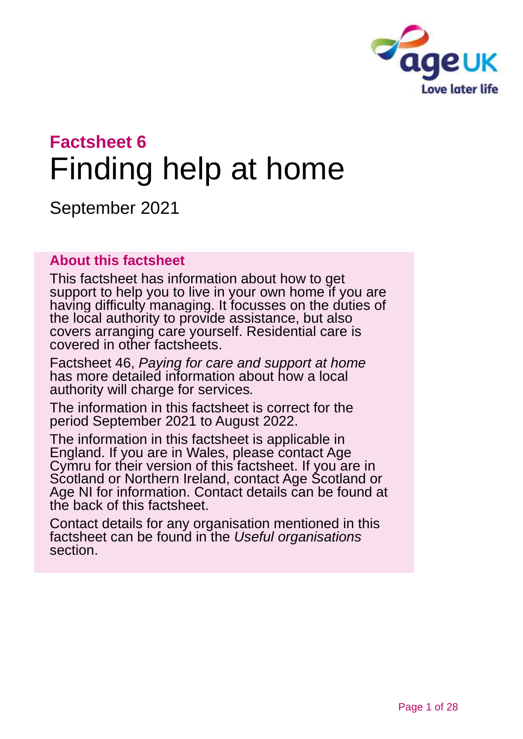# Factsheet 6

# Finding help at home

September 2021

## About this factsheet

This factsheet has information about how to get support to help you to live in your own home if you are having difficulty managing. It focusses on the duties of the local authority to provide assistance, but also covers arranging care yourself. Residential care is covered in other factsheets.

Factsheet 46, *Paying for care and support at home* has more detailed information about how a local authority will charge for services*.*

The information in this factsheet is correct for the period September 2021 to August 2022.

The information in this factsheet is applicable in England. If you are in Wales, please contact Age Cymru for their version of this factsheet. If you are in Scotland or Northern Ireland, contact Age Scotland or Age NI for information. Contact details can be found at the back of this factsheet.

Contact details for any organisation mentioned in this factsheet can be found in the *Useful organisations* section.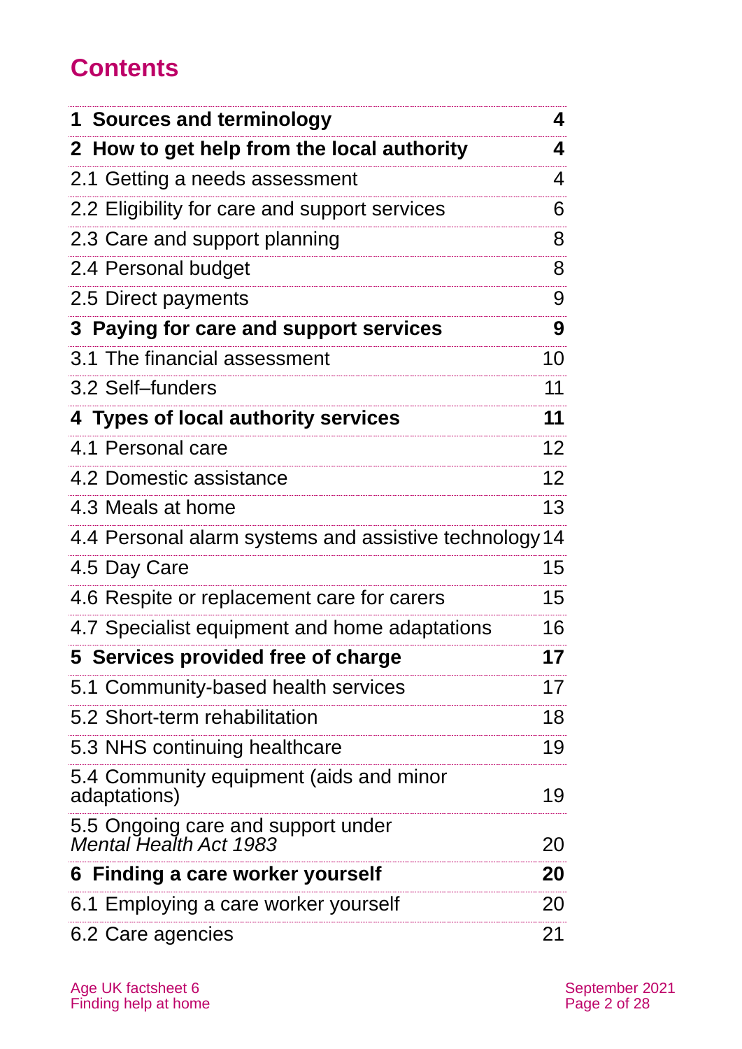# Contents

| | |
|---|---|
| **1 Sources and terminology** | **4** |
| **2 How to get help from the local authority** | **4** |
| 2.1 Getting a needs assessment | 4 |
| 2.2 Eligibility for care and support services | 6 |
| 2.3 Care and support planning | 8 |
| 2.4 Personal budget | 8 |
| 2.5 Direct payments | 9 |
| **3 Paying for care and support services** | **9** |
| 3.1 The financial assessment | 10 |
| 3.2 Self–funders | 11 |
| **4 Types of local authority services** | **11** |
| 4.1 Personal care | 12 |
| 4.2 Domestic assistance | 12 |
| 4.3 Meals at home | 13 |
| 4.4 Personal alarm systems and assistive technology | 14 |
| 4.5 Day Care | 15 |
| 4.6 Respite or replacement care for carers | 15 |
| 4.7 Specialist equipment and home adaptations | 16 |
| **5 Services provided free of charge** | **17** |
| 5.1 Community-based health services | 17 |
| 5.2 Short-term rehabilitation | 18 |
| 5.3 NHS continuing healthcare | 19 |
| 5.4 Community equipment (aids and minor adaptations) | 19 |
| 5.5 Ongoing care and support under *Mental Health Act 1983* | 20 |
| **6 Finding a care worker yourself** | **20** |
| 6.1 Employing a care worker yourself | 20 |
| 6.2 Care agencies | 21 |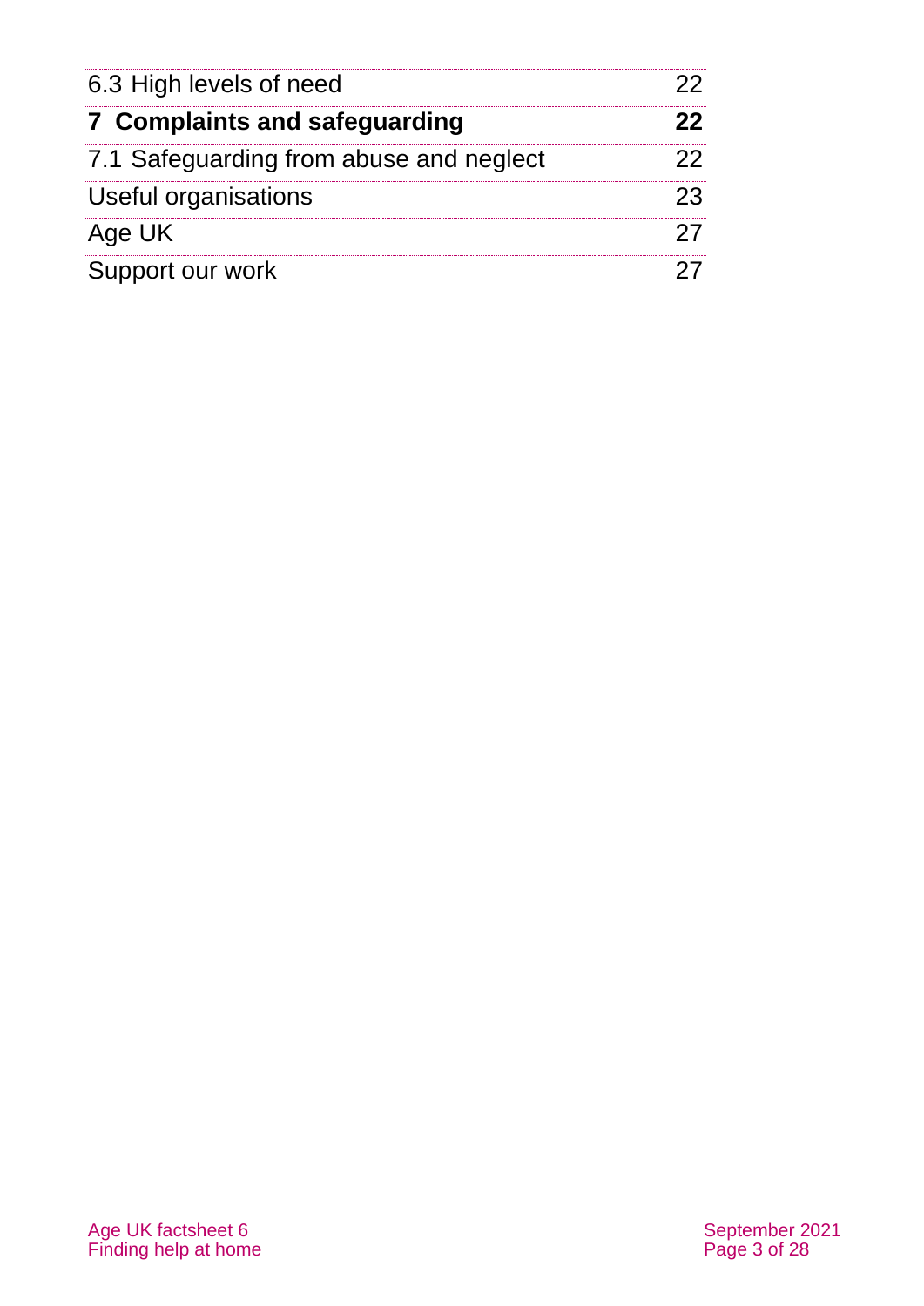| | |
|---|---|
| 6.3 High levels of need | 22 |
| **7 Complaints and safeguarding** | **22** |
| 7.1 Safeguarding from abuse and neglect | 22 |
| Useful organisations | 23 |
| Age UK | 27 |
| Support our work | 27 |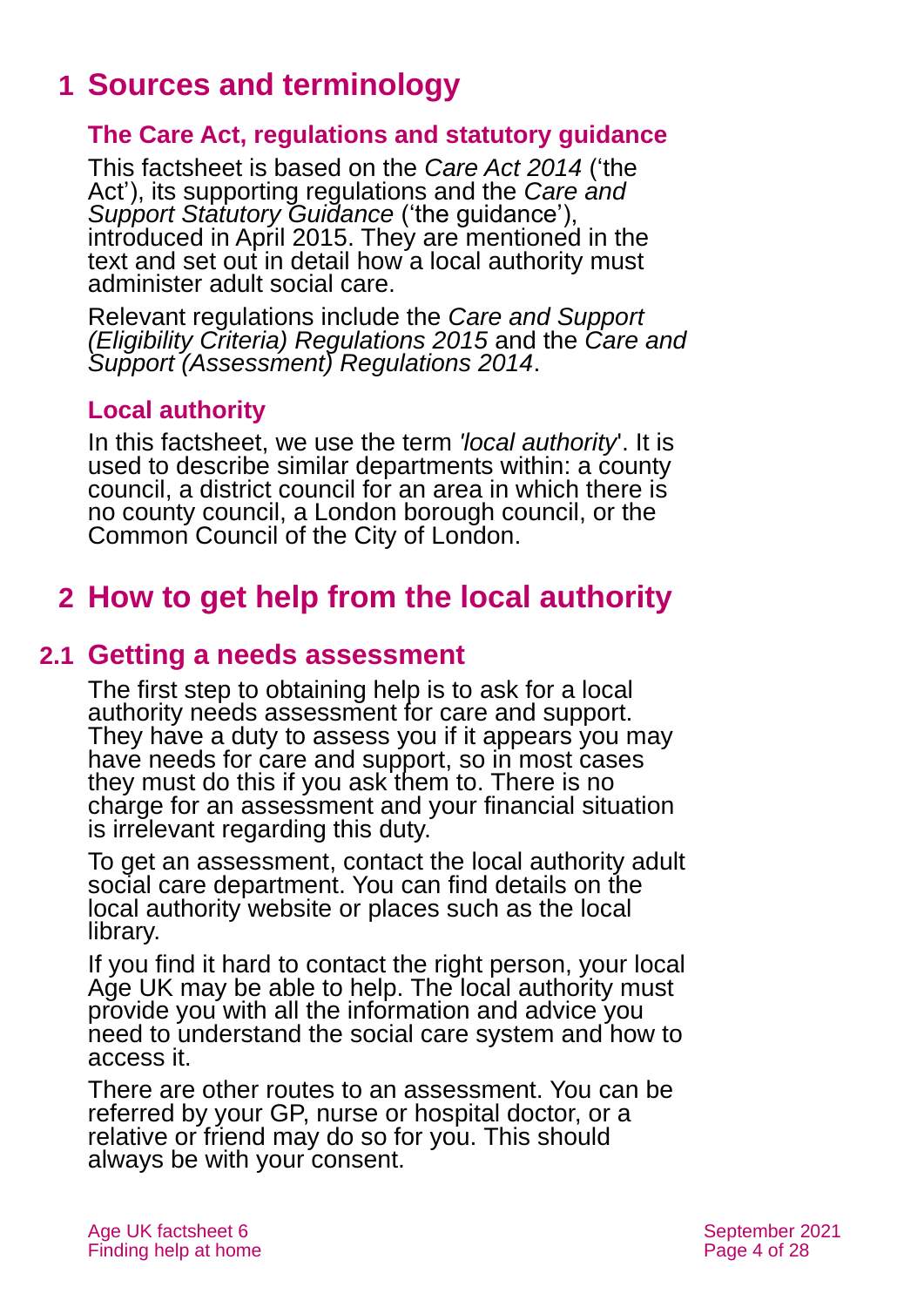# 1 Sources and terminology

### The Care Act, regulations and statutory guidance

This factsheet is based on the *Care Act 2014* ('the Act'), its supporting regulations and the *Care and Support Statutory Guidance* ('the guidance'), introduced in April 2015. They are mentioned in the text and set out in detail how a local authority must administer adult social care.

Relevant regulations include the *Care and Support (Eligibility Criteria) Regulations 2015* and the *Care and Support (Assessment) Regulations 2014*.

### Local authority

In this factsheet, we use the term *'local authority*'. It is used to describe similar departments within: a county council, a district council for an area in which there is no county council, a London borough council, or the Common Council of the City of London.

# 2 How to get help from the local authority

## 2.1 Getting a needs assessment

The first step to obtaining help is to ask for a local authority needs assessment for care and support. They have a duty to assess you if it appears you may have needs for care and support, so in most cases they must do this if you ask them to. There is no charge for an assessment and your financial situation is irrelevant regarding this duty.

To get an assessment, contact the local authority adult social care department. You can find details on the local authority website or places such as the local library.

If you find it hard to contact the right person, your local Age UK may be able to help. The local authority must provide you with all the information and advice you need to understand the social care system and how to access it.

There are other routes to an assessment. You can be referred by your GP, nurse or hospital doctor, or a relative or friend may do so for you. This should always be with your consent.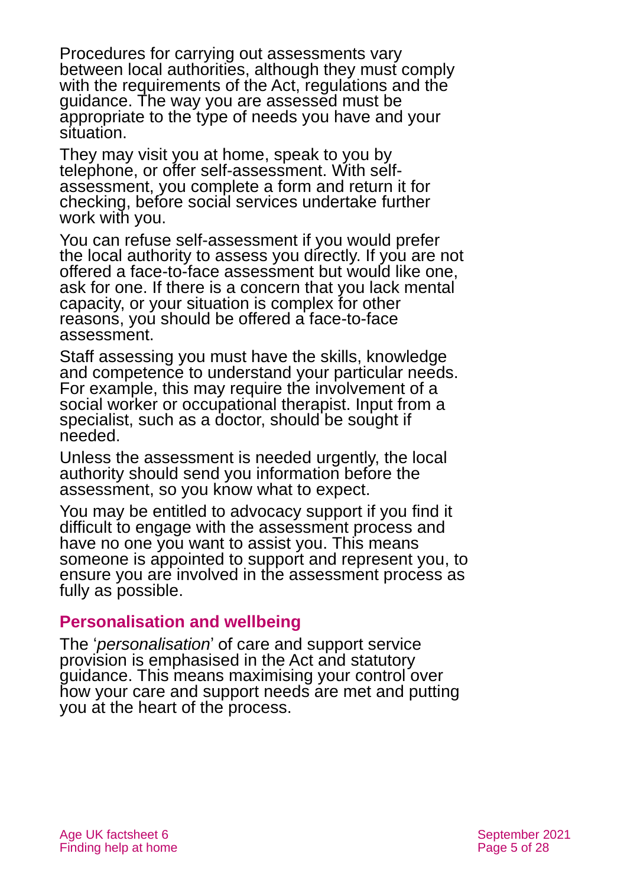Procedures for carrying out assessments vary between local authorities, although they must comply with the requirements of the Act, regulations and the guidance. The way you are assessed must be appropriate to the type of needs you have and your situation.

They may visit you at home, speak to you by telephone, or offer self-assessment. With self-assessment, you complete a form and return it for checking, before social services undertake further work with you.

You can refuse self-assessment if you would prefer the local authority to assess you directly. If you are not offered a face-to-face assessment but would like one, ask for one. If there is a concern that you lack mental capacity, or your situation is complex for other reasons, you should be offered a face-to-face assessment.

Staff assessing you must have the skills, knowledge and competence to understand your particular needs. For example, this may require the involvement of a social worker or occupational therapist. Input from a specialist, such as a doctor, should be sought if needed.

Unless the assessment is needed urgently, the local authority should send you information before the assessment, so you know what to expect.

You may be entitled to advocacy support if you find it difficult to engage with the assessment process and have no one you want to assist you. This means someone is appointed to support and represent you, to ensure you are involved in the assessment process as fully as possible.

## Personalisation and wellbeing

The '*personalisation*' of care and support service provision is emphasised in the Act and statutory guidance. This means maximising your control over how your care and support needs are met and putting you at the heart of the process.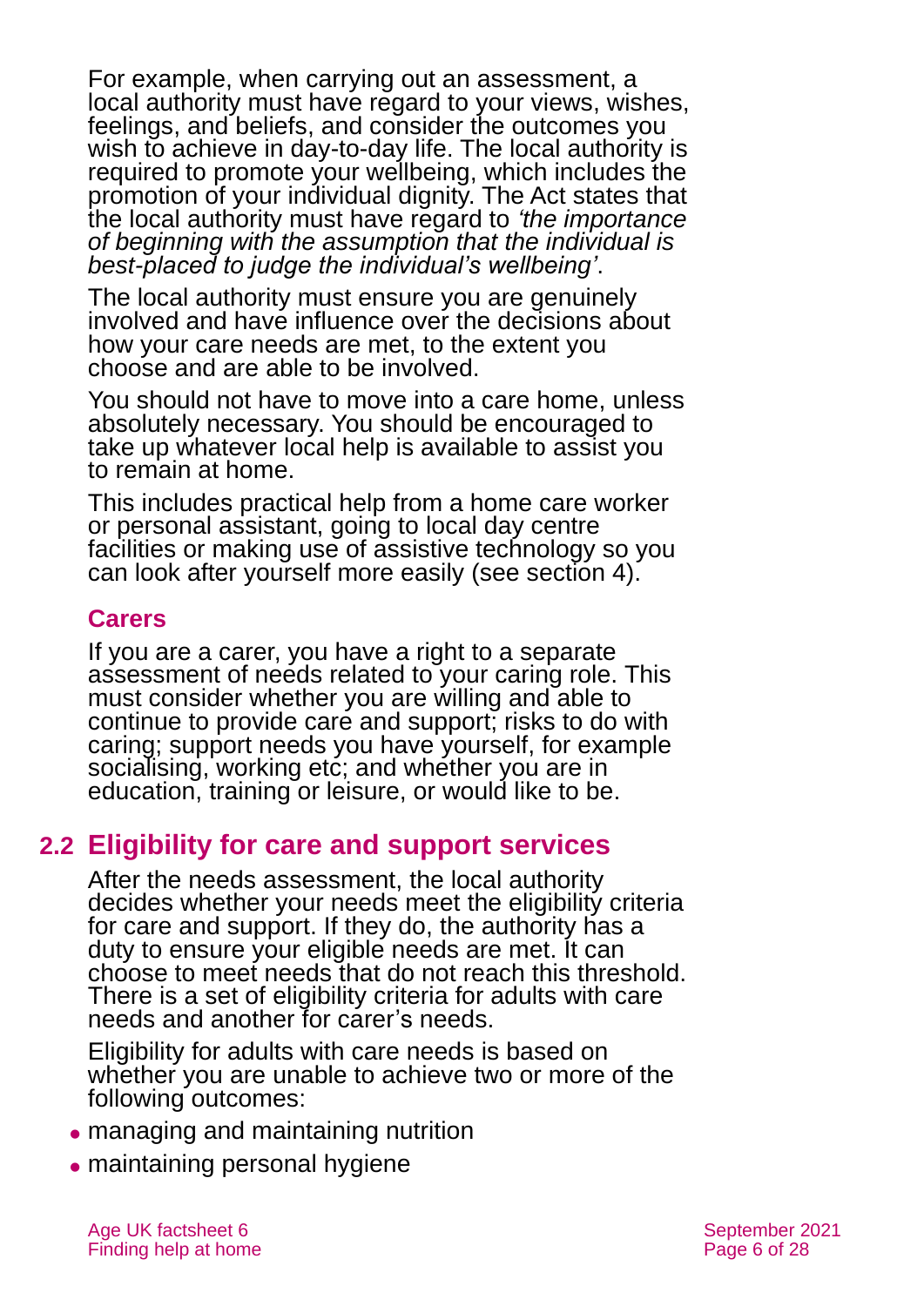For example, when carrying out an assessment, a local authority must have regard to your views, wishes, feelings, and beliefs, and consider the outcomes you wish to achieve in day-to-day life. The local authority is required to promote your wellbeing, which includes the promotion of your individual dignity. The Act states that the local authority must have regard to *'the importance of beginning with the assumption that the individual is best-placed to judge the individual's wellbeing'*.

The local authority must ensure you are genuinely involved and have influence over the decisions about how your care needs are met, to the extent you choose and are able to be involved.

You should not have to move into a care home, unless absolutely necessary. You should be encouraged to take up whatever local help is available to assist you to remain at home.

This includes practical help from a home care worker or personal assistant, going to local day centre facilities or making use of assistive technology so you can look after yourself more easily (see section 4).

### Carers

If you are a carer, you have a right to a separate assessment of needs related to your caring role. This must consider whether you are willing and able to continue to provide care and support; risks to do with caring; support needs you have yourself, for example socialising, working etc; and whether you are in education, training or leisure, or would like to be.

## 2.2 Eligibility for care and support services

After the needs assessment, the local authority decides whether your needs meet the eligibility criteria for care and support. If they do, the authority has a duty to ensure your eligible needs are met. It can choose to meet needs that do not reach this threshold. There is a set of eligibility criteria for adults with care needs and another for carer's needs.

Eligibility for adults with care needs is based on whether you are unable to achieve two or more of the following outcomes:

- managing and maintaining nutrition
- maintaining personal hygiene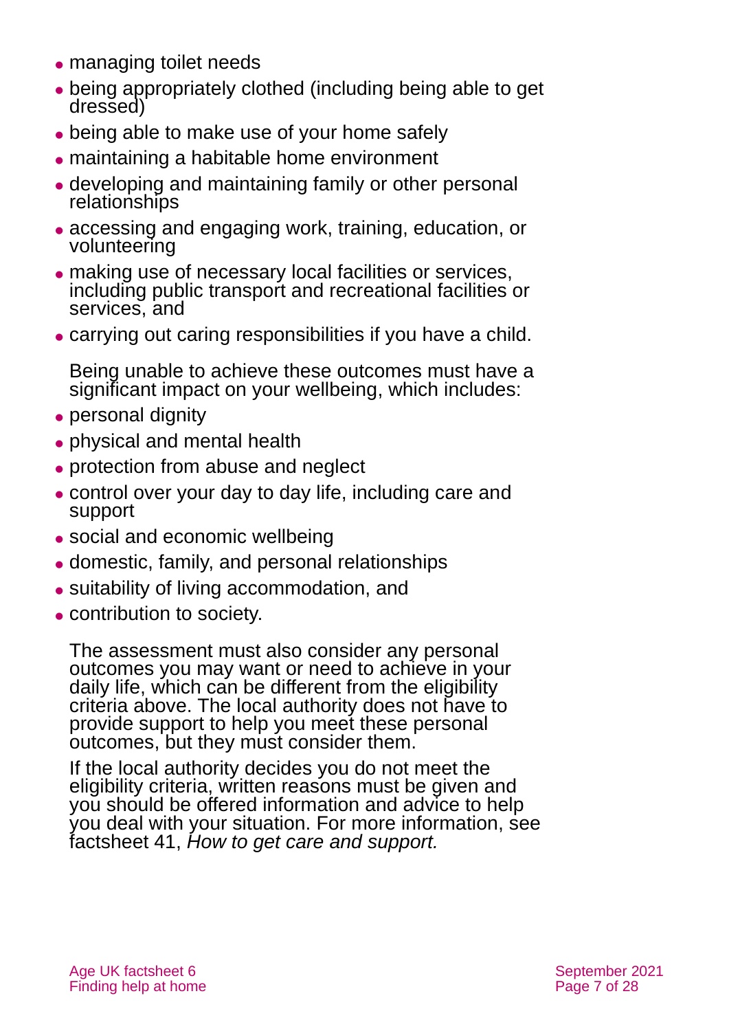- managing toilet needs
- being appropriately clothed (including being able to get dressed)
- being able to make use of your home safely
- maintaining a habitable home environment
- developing and maintaining family or other personal relationships
- accessing and engaging work, training, education, or volunteering
- making use of necessary local facilities or services, including public transport and recreational facilities or services, and
- carrying out caring responsibilities if you have a child.

Being unable to achieve these outcomes must have a significant impact on your wellbeing, which includes:

- personal dignity
- physical and mental health
- protection from abuse and neglect
- control over your day to day life, including care and support
- social and economic wellbeing
- domestic, family, and personal relationships
- suitability of living accommodation, and
- contribution to society.

The assessment must also consider any personal outcomes you may want or need to achieve in your daily life, which can be different from the eligibility criteria above. The local authority does not have to provide support to help you meet these personal outcomes, but they must consider them.

If the local authority decides you do not meet the eligibility criteria, written reasons must be given and you should be offered information and advice to help you deal with your situation. For more information, see factsheet 41, *How to get care and support.*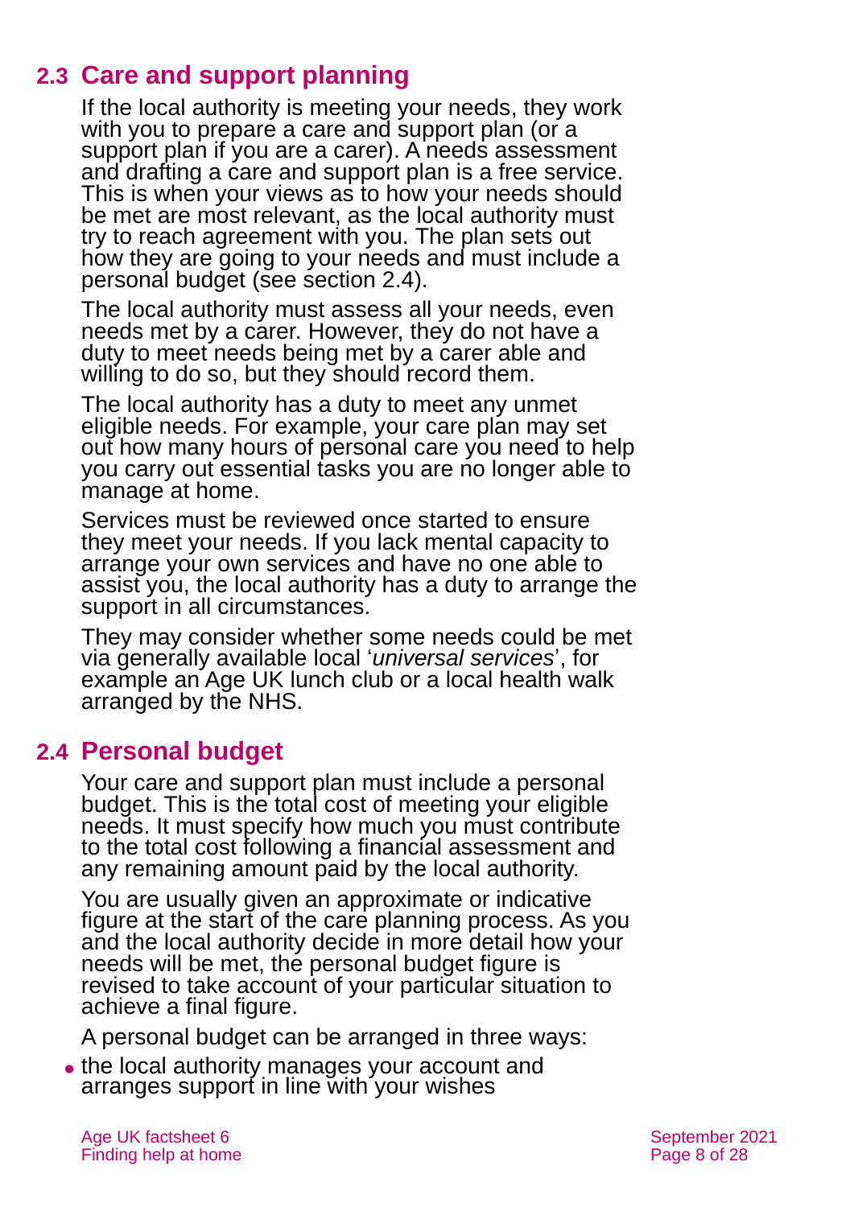## 2.3 Care and support planning

If the local authority is meeting your needs, they work with you to prepare a care and support plan (or a support plan if you are a carer). A needs assessment and drafting a care and support plan is a free service. This is when your views as to how your needs should be met are most relevant, as the local authority must try to reach agreement with you. The plan sets out how they are going to your needs and must include a personal budget (see section 2.4).

The local authority must assess all your needs, even needs met by a carer. However, they do not have a duty to meet needs being met by a carer able and willing to do so, but they should record them.

The local authority has a duty to meet any unmet eligible needs. For example, your care plan may set out how many hours of personal care you need to help you carry out essential tasks you are no longer able to manage at home.

Services must be reviewed once started to ensure they meet your needs. If you lack mental capacity to arrange your own services and have no one able to assist you, the local authority has a duty to arrange the support in all circumstances.

They may consider whether some needs could be met via generally available local '*universal services*', for example an Age UK lunch club or a local health walk arranged by the NHS.

## 2.4 Personal budget

Your care and support plan must include a personal budget. This is the total cost of meeting your eligible needs. It must specify how much you must contribute to the total cost following a financial assessment and any remaining amount paid by the local authority.

You are usually given an approximate or indicative figure at the start of the care planning process. As you and the local authority decide in more detail how your needs will be met, the personal budget figure is revised to take account of your particular situation to achieve a final figure.

A personal budget can be arranged in three ways:

- the local authority manages your account and arranges support in line with your wishes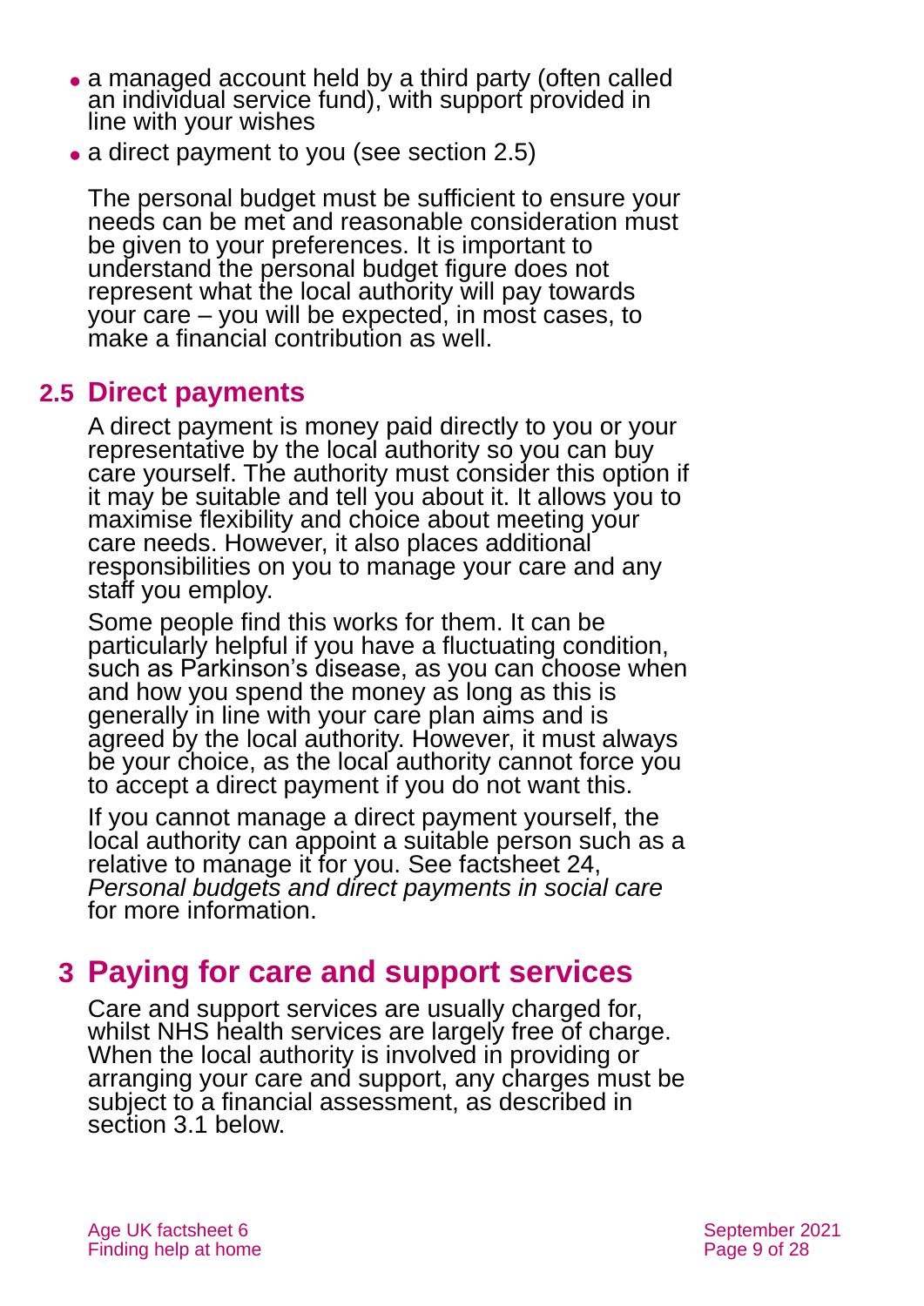- a managed account held by a third party (often called an individual service fund), with support provided in line with your wishes
- a direct payment to you (see section 2.5)

The personal budget must be sufficient to ensure your needs can be met and reasonable consideration must be given to your preferences. It is important to understand the personal budget figure does not represent what the local authority will pay towards your care – you will be expected, in most cases, to make a financial contribution as well.

### 2.5 Direct payments

A direct payment is money paid directly to you or your representative by the local authority so you can buy care yourself. The authority must consider this option if it may be suitable and tell you about it. It allows you to maximise flexibility and choice about meeting your care needs. However, it also places additional responsibilities on you to manage your care and any staff you employ.

Some people find this works for them. It can be particularly helpful if you have a fluctuating condition, such as Parkinson's disease, as you can choose when and how you spend the money as long as this is generally in line with your care plan aims and is agreed by the local authority. However, it must always be your choice, as the local authority cannot force you to accept a direct payment if you do not want this.

If you cannot manage a direct payment yourself, the local authority can appoint a suitable person such as a relative to manage it for you. See factsheet 24, *Personal budgets and direct payments in social care* for more information.

## 3 Paying for care and support services

Care and support services are usually charged for, whilst NHS health services are largely free of charge. When the local authority is involved in providing or arranging your care and support, any charges must be subject to a financial assessment, as described in section 3.1 below.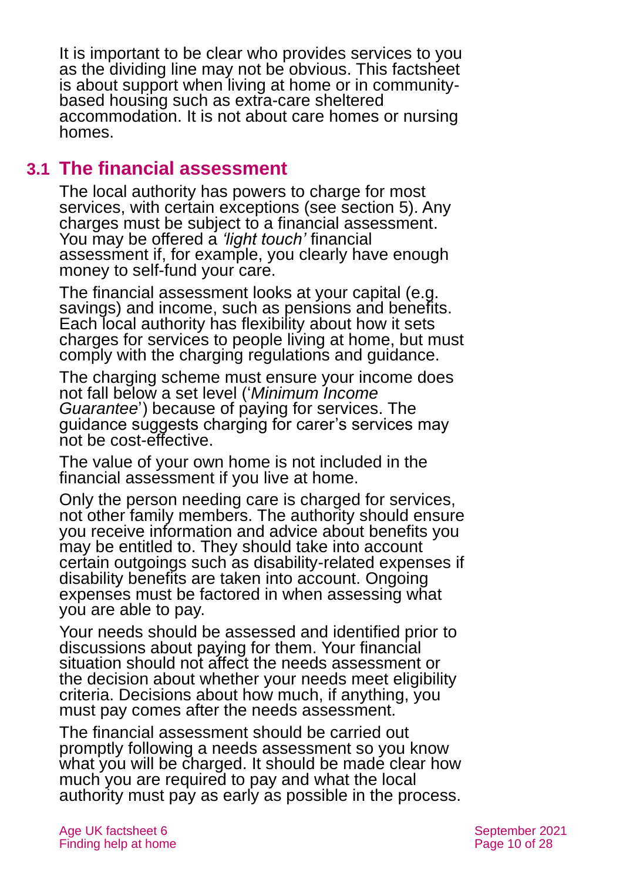It is important to be clear who provides services to you as the dividing line may not be obvious. This factsheet is about support when living at home or in community-based housing such as extra-care sheltered accommodation. It is not about care homes or nursing homes.

## 3.1 The financial assessment

The local authority has powers to charge for most services, with certain exceptions (see section 5). Any charges must be subject to a financial assessment. You may be offered a *'light touch'* financial assessment if, for example, you clearly have enough money to self-fund your care.

The financial assessment looks at your capital (e.g. savings) and income, such as pensions and benefits. Each local authority has flexibility about how it sets charges for services to people living at home, but must comply with the charging regulations and guidance.

The charging scheme must ensure your income does not fall below a set level ('*Minimum Income Guarantee*') because of paying for services. The guidance suggests charging for carer's services may not be cost-effective.

The value of your own home is not included in the financial assessment if you live at home.

Only the person needing care is charged for services, not other family members. The authority should ensure you receive information and advice about benefits you may be entitled to. They should take into account certain outgoings such as disability-related expenses if disability benefits are taken into account. Ongoing expenses must be factored in when assessing what you are able to pay.

Your needs should be assessed and identified prior to discussions about paying for them. Your financial situation should not affect the needs assessment or the decision about whether your needs meet eligibility criteria. Decisions about how much, if anything, you must pay comes after the needs assessment.

The financial assessment should be carried out promptly following a needs assessment so you know what you will be charged. It should be made clear how much you are required to pay and what the local authority must pay as early as possible in the process.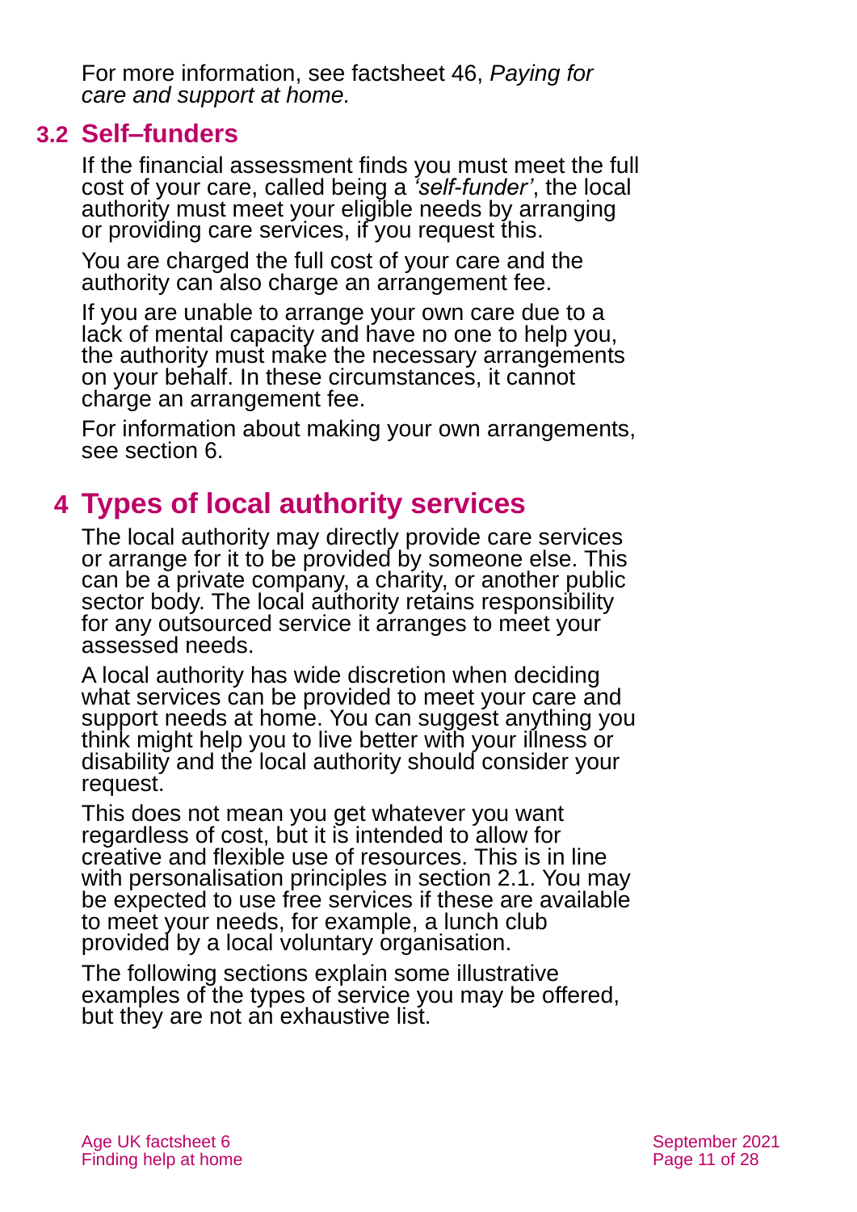For more information, see factsheet 46, *Paying for care and support at home.*

## 3.2 Self–funders

If the financial assessment finds you must meet the full cost of your care, called being a *'self-funder'*, the local authority must meet your eligible needs by arranging or providing care services, if you request this.

You are charged the full cost of your care and the authority can also charge an arrangement fee.

If you are unable to arrange your own care due to a lack of mental capacity and have no one to help you, the authority must make the necessary arrangements on your behalf. In these circumstances, it cannot charge an arrangement fee.

For information about making your own arrangements, see section 6.

# 4 Types of local authority services

The local authority may directly provide care services or arrange for it to be provided by someone else. This can be a private company, a charity, or another public sector body. The local authority retains responsibility for any outsourced service it arranges to meet your assessed needs.

A local authority has wide discretion when deciding what services can be provided to meet your care and support needs at home. You can suggest anything you think might help you to live better with your illness or disability and the local authority should consider your request.

This does not mean you get whatever you want regardless of cost, but it is intended to allow for creative and flexible use of resources. This is in line with personalisation principles in section 2.1. You may be expected to use free services if these are available to meet your needs, for example, a lunch club provided by a local voluntary organisation.

The following sections explain some illustrative examples of the types of service you may be offered, but they are not an exhaustive list.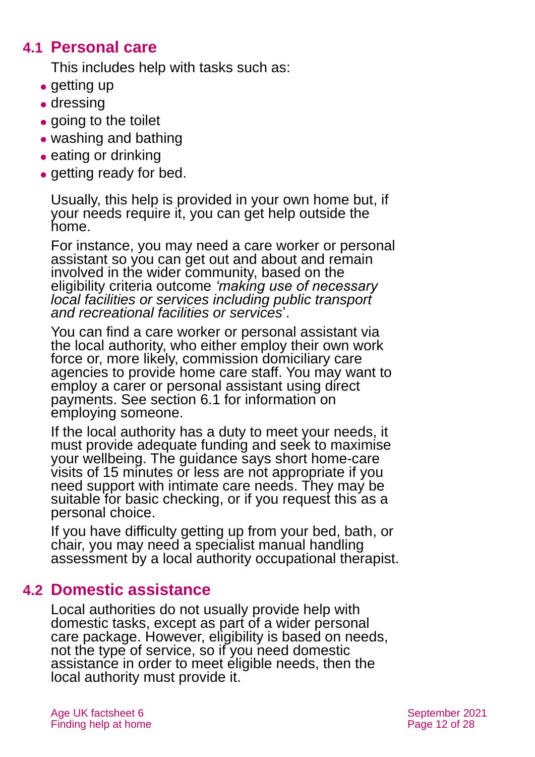## 4.1 Personal care

This includes help with tasks such as:

- getting up
- dressing
- going to the toilet
- washing and bathing
- eating or drinking
- getting ready for bed.

Usually, this help is provided in your own home but, if your needs require it, you can get help outside the home.

For instance, you may need a care worker or personal assistant so you can get out and about and remain involved in the wider community, based on the eligibility criteria outcome *'making use of necessary local facilities or services including public transport and recreational facilities or services*'.

You can find a care worker or personal assistant via the local authority, who either employ their own work force or, more likely, commission domiciliary care agencies to provide home care staff. You may want to employ a carer or personal assistant using direct payments. See section 6.1 for information on employing someone.

If the local authority has a duty to meet your needs, it must provide adequate funding and seek to maximise your wellbeing. The guidance says short home-care visits of 15 minutes or less are not appropriate if you need support with intimate care needs. They may be suitable for basic checking, or if you request this as a personal choice.

If you have difficulty getting up from your bed, bath, or chair, you may need a specialist manual handling assessment by a local authority occupational therapist.

## 4.2 Domestic assistance

Local authorities do not usually provide help with domestic tasks, except as part of a wider personal care package. However, eligibility is based on needs, not the type of service, so if you need domestic assistance in order to meet eligible needs, then the local authority must provide it.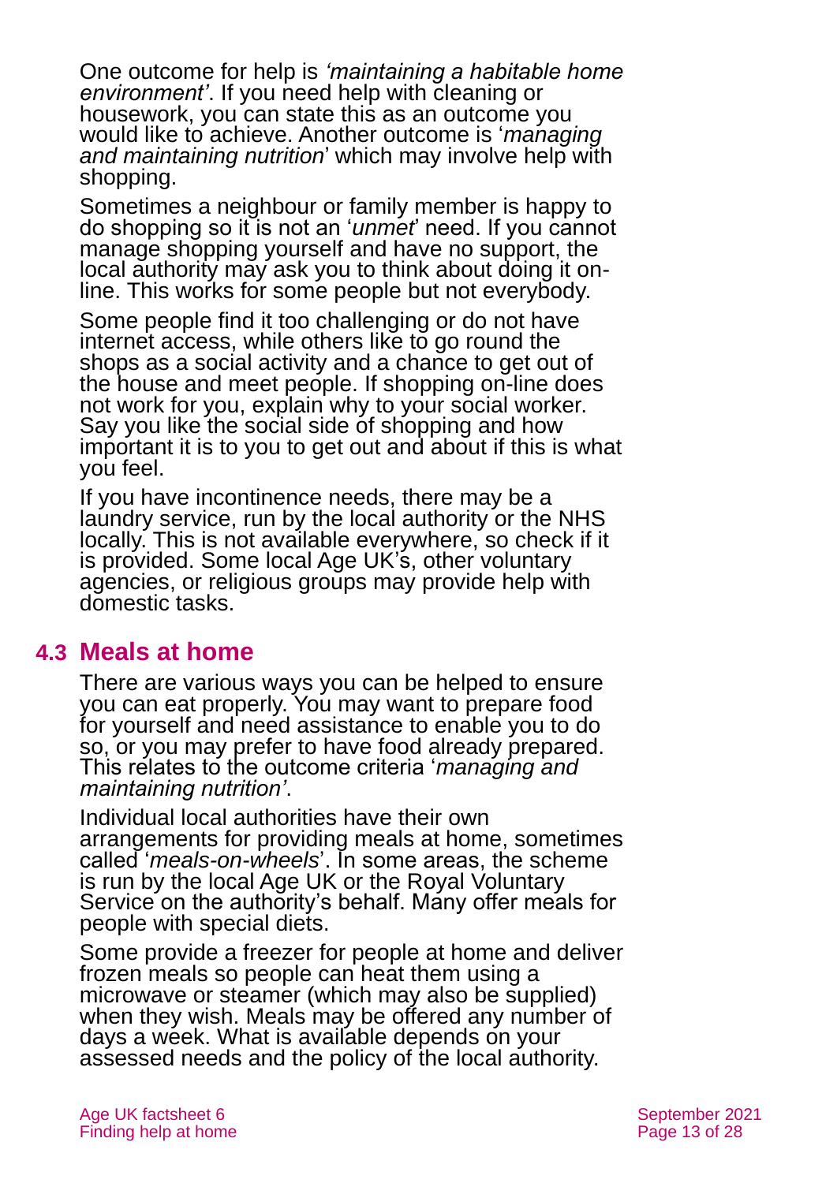One outcome for help is *'maintaining a habitable home environment'*. If you need help with cleaning or housework, you can state this as an outcome you would like to achieve. Another outcome is '*managing and maintaining nutrition*' which may involve help with shopping.

Sometimes a neighbour or family member is happy to do shopping so it is not an '*unmet*' need. If you cannot manage shopping yourself and have no support, the local authority may ask you to think about doing it on-line. This works for some people but not everybody.

Some people find it too challenging or do not have internet access, while others like to go round the shops as a social activity and a chance to get out of the house and meet people. If shopping on-line does not work for you, explain why to your social worker. Say you like the social side of shopping and how important it is to you to get out and about if this is what you feel.

If you have incontinence needs, there may be a laundry service, run by the local authority or the NHS locally. This is not available everywhere, so check if it is provided. Some local Age UK's, other voluntary agencies, or religious groups may provide help with domestic tasks.

## 4.3 Meals at home

There are various ways you can be helped to ensure you can eat properly. You may want to prepare food for yourself and need assistance to enable you to do so, or you may prefer to have food already prepared. This relates to the outcome criteria '*managing and maintaining nutrition'*.

Individual local authorities have their own arrangements for providing meals at home, sometimes called '*meals-on-wheels*'. In some areas, the scheme is run by the local Age UK or the Royal Voluntary Service on the authority's behalf. Many offer meals for people with special diets.

Some provide a freezer for people at home and deliver frozen meals so people can heat them using a microwave or steamer (which may also be supplied) when they wish. Meals may be offered any number of days a week. What is available depends on your assessed needs and the policy of the local authority.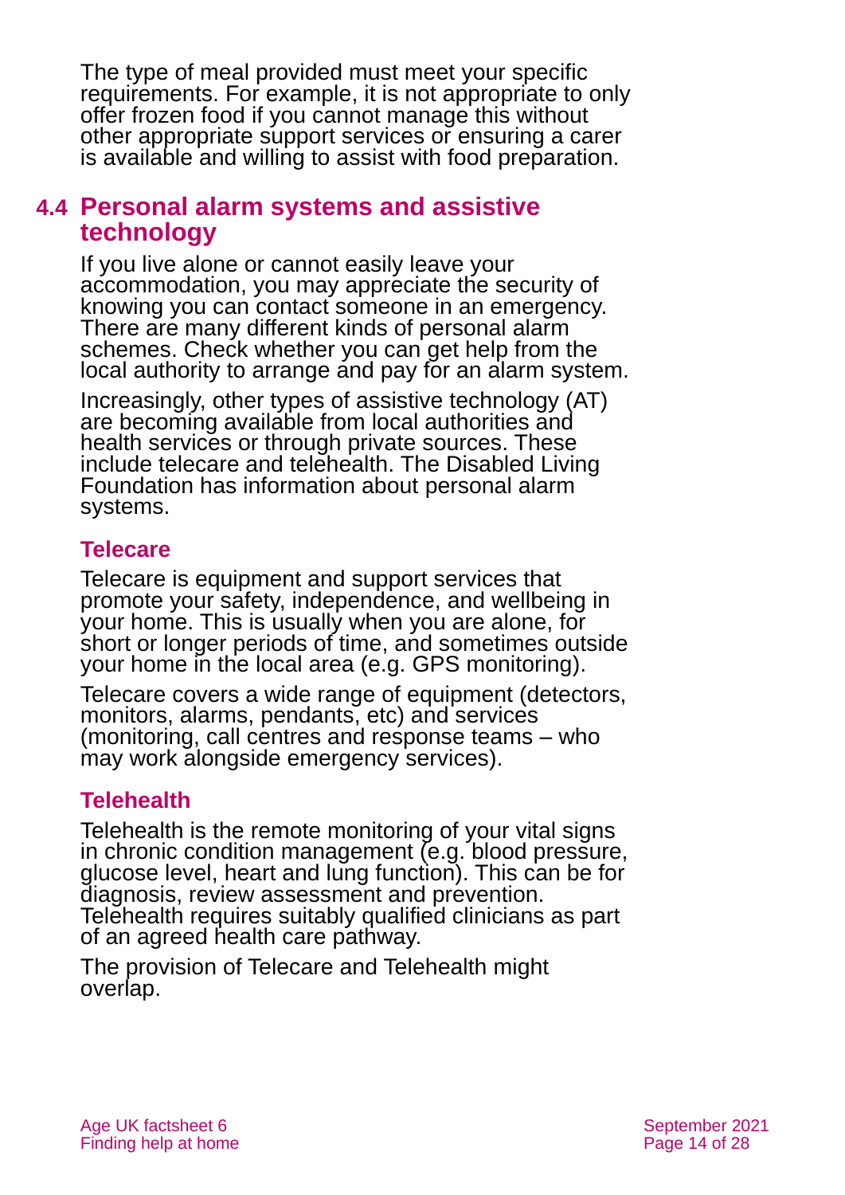The type of meal provided must meet your specific requirements. For example, it is not appropriate to only offer frozen food if you cannot manage this without other appropriate support services or ensuring a carer is available and willing to assist with food preparation.

## 4.4 Personal alarm systems and assistive technology

If you live alone or cannot easily leave your accommodation, you may appreciate the security of knowing you can contact someone in an emergency. There are many different kinds of personal alarm schemes. Check whether you can get help from the local authority to arrange and pay for an alarm system.

Increasingly, other types of assistive technology (AT) are becoming available from local authorities and health services or through private sources. These include telecare and telehealth. The Disabled Living Foundation has information about personal alarm systems.

### Telecare

Telecare is equipment and support services that promote your safety, independence, and wellbeing in your home. This is usually when you are alone, for short or longer periods of time, and sometimes outside your home in the local area (e.g. GPS monitoring).

Telecare covers a wide range of equipment (detectors, monitors, alarms, pendants, etc) and services (monitoring, call centres and response teams – who may work alongside emergency services).

### Telehealth

Telehealth is the remote monitoring of your vital signs in chronic condition management (e.g. blood pressure, glucose level, heart and lung function). This can be for diagnosis, review assessment and prevention. Telehealth requires suitably qualified clinicians as part of an agreed health care pathway.

The provision of Telecare and Telehealth might overlap.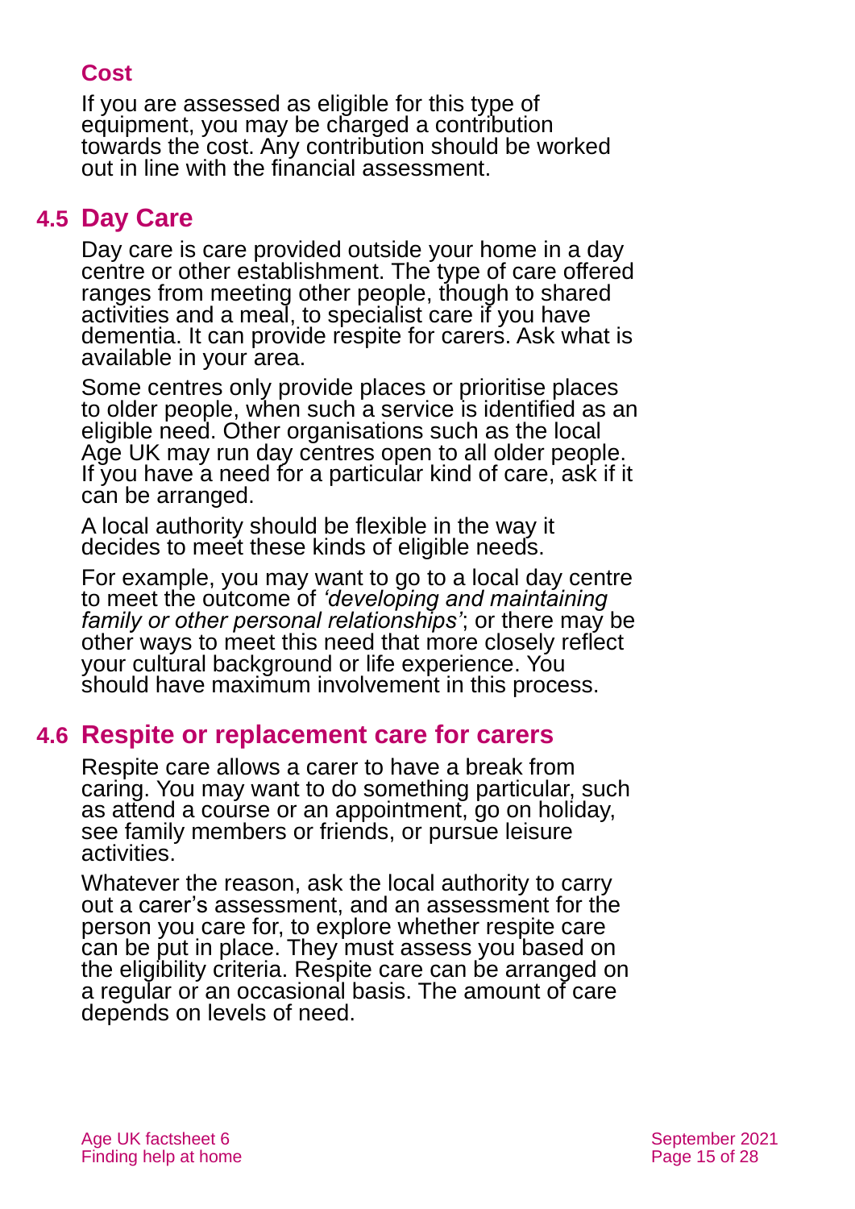### Cost

If you are assessed as eligible for this type of equipment, you may be charged a contribution towards the cost. Any contribution should be worked out in line with the financial assessment.

## 4.5 Day Care

Day care is care provided outside your home in a day centre or other establishment. The type of care offered ranges from meeting other people, though to shared activities and a meal, to specialist care if you have dementia. It can provide respite for carers. Ask what is available in your area.

Some centres only provide places or prioritise places to older people, when such a service is identified as an eligible need. Other organisations such as the local Age UK may run day centres open to all older people. If you have a need for a particular kind of care, ask if it can be arranged.

A local authority should be flexible in the way it decides to meet these kinds of eligible needs.

For example, you may want to go to a local day centre to meet the outcome of *'developing and maintaining family or other personal relationships'*; or there may be other ways to meet this need that more closely reflect your cultural background or life experience. You should have maximum involvement in this process.

## 4.6 Respite or replacement care for carers

Respite care allows a carer to have a break from caring. You may want to do something particular, such as attend a course or an appointment, go on holiday, see family members or friends, or pursue leisure activities.

Whatever the reason, ask the local authority to carry out a carer's assessment, and an assessment for the person you care for, to explore whether respite care can be put in place. They must assess you based on the eligibility criteria. Respite care can be arranged on a regular or an occasional basis. The amount of care depends on levels of need.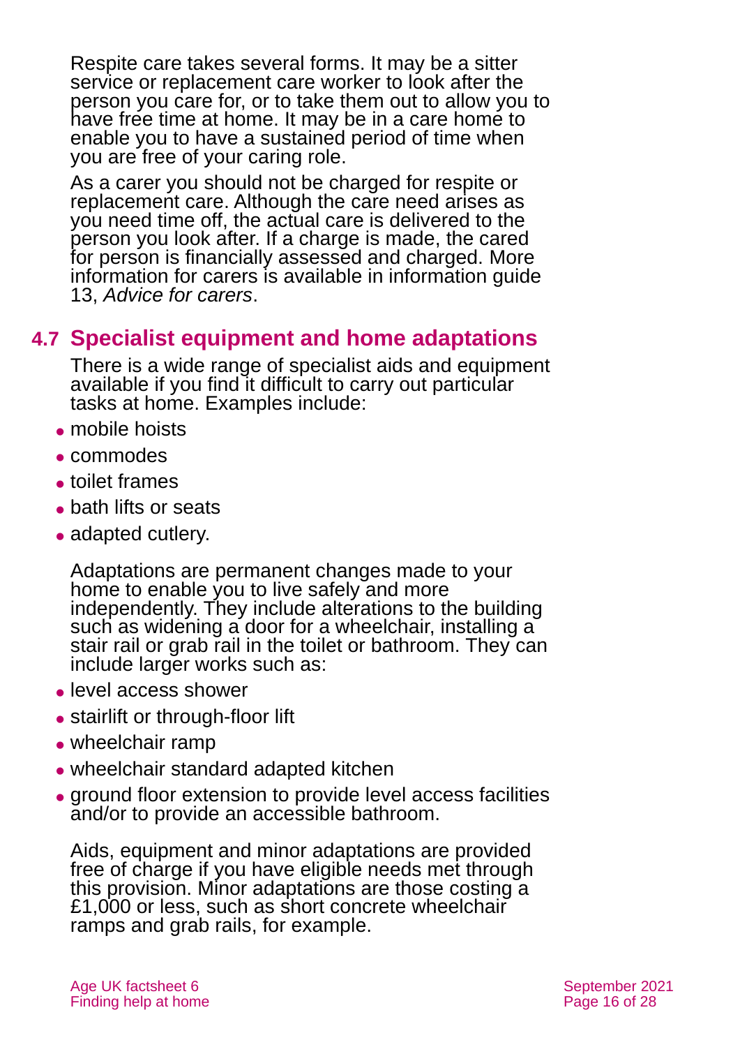Respite care takes several forms. It may be a sitter service or replacement care worker to look after the person you care for, or to take them out to allow you to have free time at home. It may be in a care home to enable you to have a sustained period of time when you are free of your caring role.

As a carer you should not be charged for respite or replacement care. Although the care need arises as you need time off, the actual care is delivered to the person you look after. If a charge is made, the cared for person is financially assessed and charged. More information for carers is available in information guide 13, *Advice for carers*.

## 4.7 Specialist equipment and home adaptations

There is a wide range of specialist aids and equipment available if you find it difficult to carry out particular tasks at home. Examples include:

- mobile hoists
- commodes
- toilet frames
- bath lifts or seats
- adapted cutlery.

Adaptations are permanent changes made to your home to enable you to live safely and more independently. They include alterations to the building such as widening a door for a wheelchair, installing a stair rail or grab rail in the toilet or bathroom. They can include larger works such as:

- level access shower
- stairlift or through-floor lift
- wheelchair ramp
- wheelchair standard adapted kitchen
- ground floor extension to provide level access facilities and/or to provide an accessible bathroom.

Aids, equipment and minor adaptations are provided free of charge if you have eligible needs met through this provision. Minor adaptations are those costing a £1,000 or less, such as short concrete wheelchair ramps and grab rails, for example.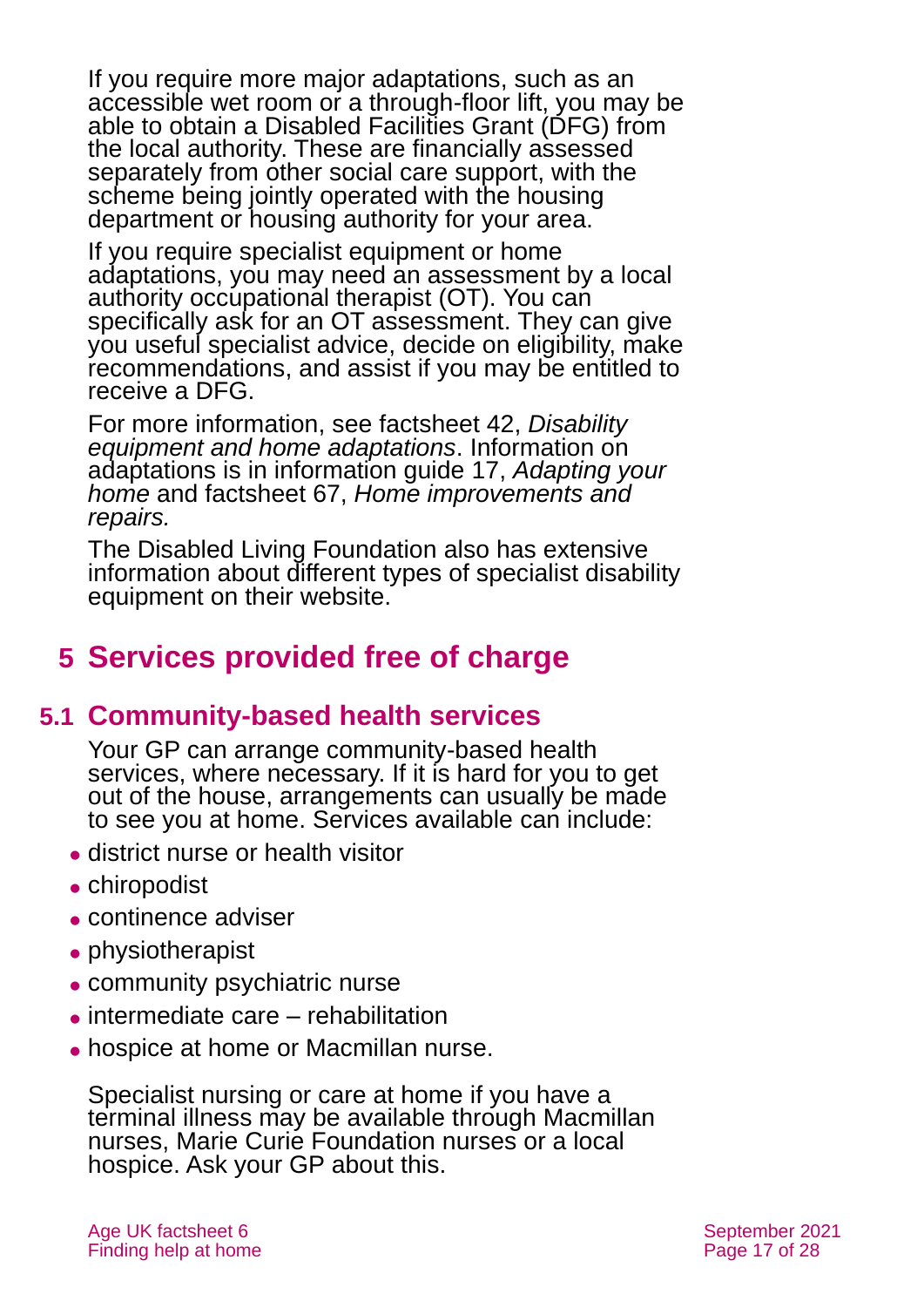If you require more major adaptations, such as an accessible wet room or a through-floor lift, you may be able to obtain a Disabled Facilities Grant (DFG) from the local authority. These are financially assessed separately from other social care support, with the scheme being jointly operated with the housing department or housing authority for your area.

If you require specialist equipment or home adaptations, you may need an assessment by a local authority occupational therapist (OT). You can specifically ask for an OT assessment. They can give you useful specialist advice, decide on eligibility, make recommendations, and assist if you may be entitled to receive a DFG.

For more information, see factsheet 42, *Disability equipment and home adaptations*. Information on adaptations is in information guide 17, *Adapting your home* and factsheet 67, *Home improvements and repairs.*

The Disabled Living Foundation also has extensive information about different types of specialist disability equipment on their website.

# 5 Services provided free of charge

## 5.1 Community-based health services

Your GP can arrange community-based health services, where necessary. If it is hard for you to get out of the house, arrangements can usually be made to see you at home. Services available can include:

- district nurse or health visitor
- chiropodist
- continence adviser
- physiotherapist
- community psychiatric nurse
- intermediate care – rehabilitation
- hospice at home or Macmillan nurse.

Specialist nursing or care at home if you have a terminal illness may be available through Macmillan nurses, Marie Curie Foundation nurses or a local hospice. Ask your GP about this.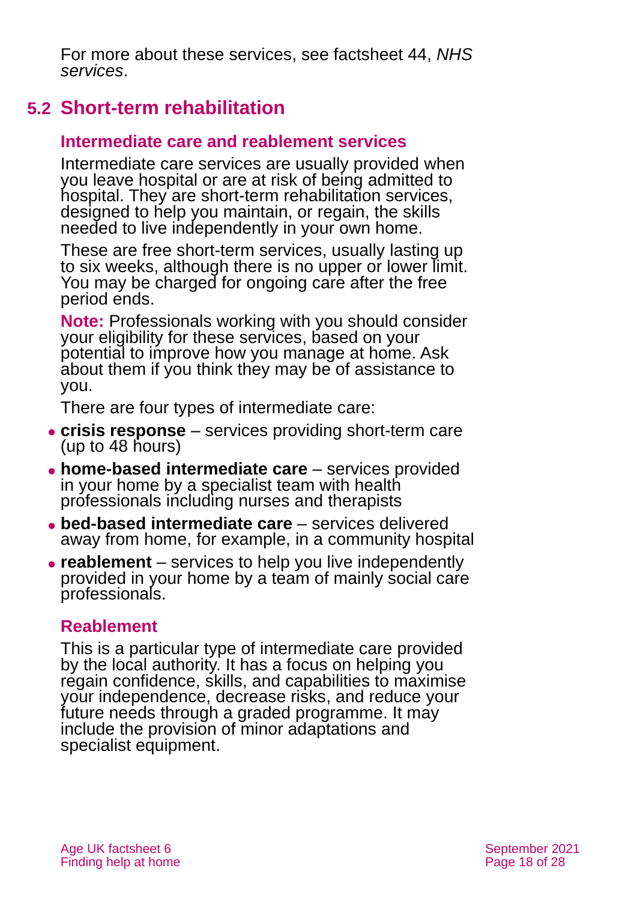For more about these services, see factsheet 44, *NHS services*.

## 5.2 Short-term rehabilitation

### Intermediate care and reablement services

Intermediate care services are usually provided when you leave hospital or are at risk of being admitted to hospital. They are short-term rehabilitation services, designed to help you maintain, or regain, the skills needed to live independently in your own home.

These are free short-term services, usually lasting up to six weeks, although there is no upper or lower limit. You may be charged for ongoing care after the free period ends.

**Note:** Professionals working with you should consider your eligibility for these services, based on your potential to improve how you manage at home. Ask about them if you think they may be of assistance to you.

There are four types of intermediate care:

- **crisis response** – services providing short-term care (up to 48 hours)
- **home-based intermediate care** – services provided in your home by a specialist team with health professionals including nurses and therapists
- **bed-based intermediate care** – services delivered away from home, for example, in a community hospital
- **reablement** – services to help you live independently provided in your home by a team of mainly social care professionals.

### Reablement

This is a particular type of intermediate care provided by the local authority. It has a focus on helping you regain confidence, skills, and capabilities to maximise your independence, decrease risks, and reduce your future needs through a graded programme. It may include the provision of minor adaptations and specialist equipment.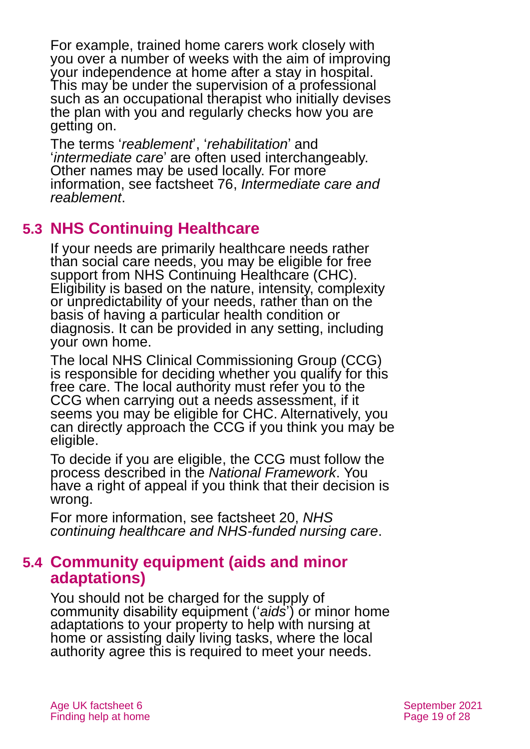For example, trained home carers work closely with you over a number of weeks with the aim of improving your independence at home after a stay in hospital. This may be under the supervision of a professional such as an occupational therapist who initially devises the plan with you and regularly checks how you are getting on.

The terms '*reablement*', '*rehabilitation*' and '*intermediate care*' are often used interchangeably. Other names may be used locally. For more information, see factsheet 76, *Intermediate care and reablement*.

## 5.3 NHS Continuing Healthcare

If your needs are primarily healthcare needs rather than social care needs, you may be eligible for free support from NHS Continuing Healthcare (CHC). Eligibility is based on the nature, intensity, complexity or unpredictability of your needs, rather than on the basis of having a particular health condition or diagnosis. It can be provided in any setting, including your own home.

The local NHS Clinical Commissioning Group (CCG) is responsible for deciding whether you qualify for this free care. The local authority must refer you to the CCG when carrying out a needs assessment, if it seems you may be eligible for CHC. Alternatively, you can directly approach the CCG if you think you may be eligible.

To decide if you are eligible, the CCG must follow the process described in the *National Framework*. You have a right of appeal if you think that their decision is wrong.

For more information, see factsheet 20, *NHS continuing healthcare and NHS-funded nursing care*.

## 5.4 Community equipment (aids and minor adaptations)

You should not be charged for the supply of community disability equipment ('*aids*') or minor home adaptations to your property to help with nursing at home or assisting daily living tasks, where the local authority agree this is required to meet your needs.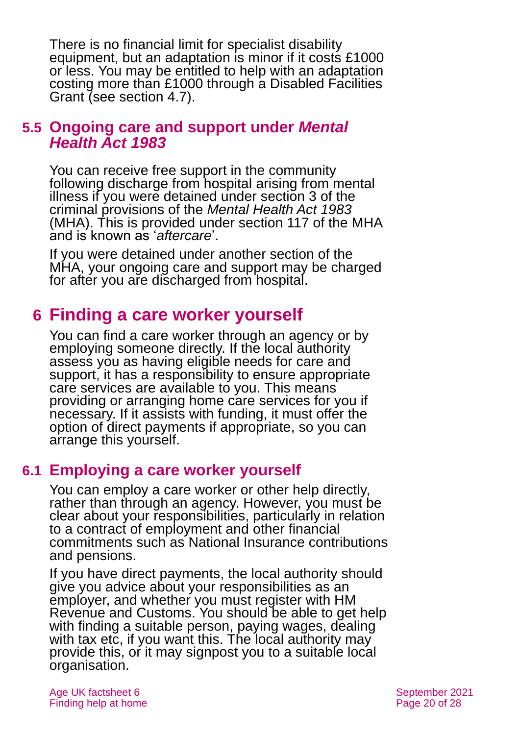There is no financial limit for specialist disability equipment, but an adaptation is minor if it costs £1000 or less. You may be entitled to help with an adaptation costing more than £1000 through a Disabled Facilities Grant (see section 4.7).

### 5.5 Ongoing care and support under *Mental Health Act 1983*

You can receive free support in the community following discharge from hospital arising from mental illness if you were detained under section 3 of the criminal provisions of the *Mental Health Act 1983* (MHA). This is provided under section 117 of the MHA and is known as '*aftercare*'.

If you were detained under another section of the MHA, your ongoing care and support may be charged for after you are discharged from hospital.

## 6 Finding a care worker yourself

You can find a care worker through an agency or by employing someone directly. If the local authority assess you as having eligible needs for care and support, it has a responsibility to ensure appropriate care services are available to you. This means providing or arranging home care services for you if necessary. If it assists with funding, it must offer the option of direct payments if appropriate, so you can arrange this yourself.

### 6.1 Employing a care worker yourself

You can employ a care worker or other help directly, rather than through an agency. However, you must be clear about your responsibilities, particularly in relation to a contract of employment and other financial commitments such as National Insurance contributions and pensions.

If you have direct payments, the local authority should give you advice about your responsibilities as an employer, and whether you must register with HM Revenue and Customs. You should be able to get help with finding a suitable person, paying wages, dealing with tax etc, if you want this. The local authority may provide this, or it may signpost you to a suitable local organisation.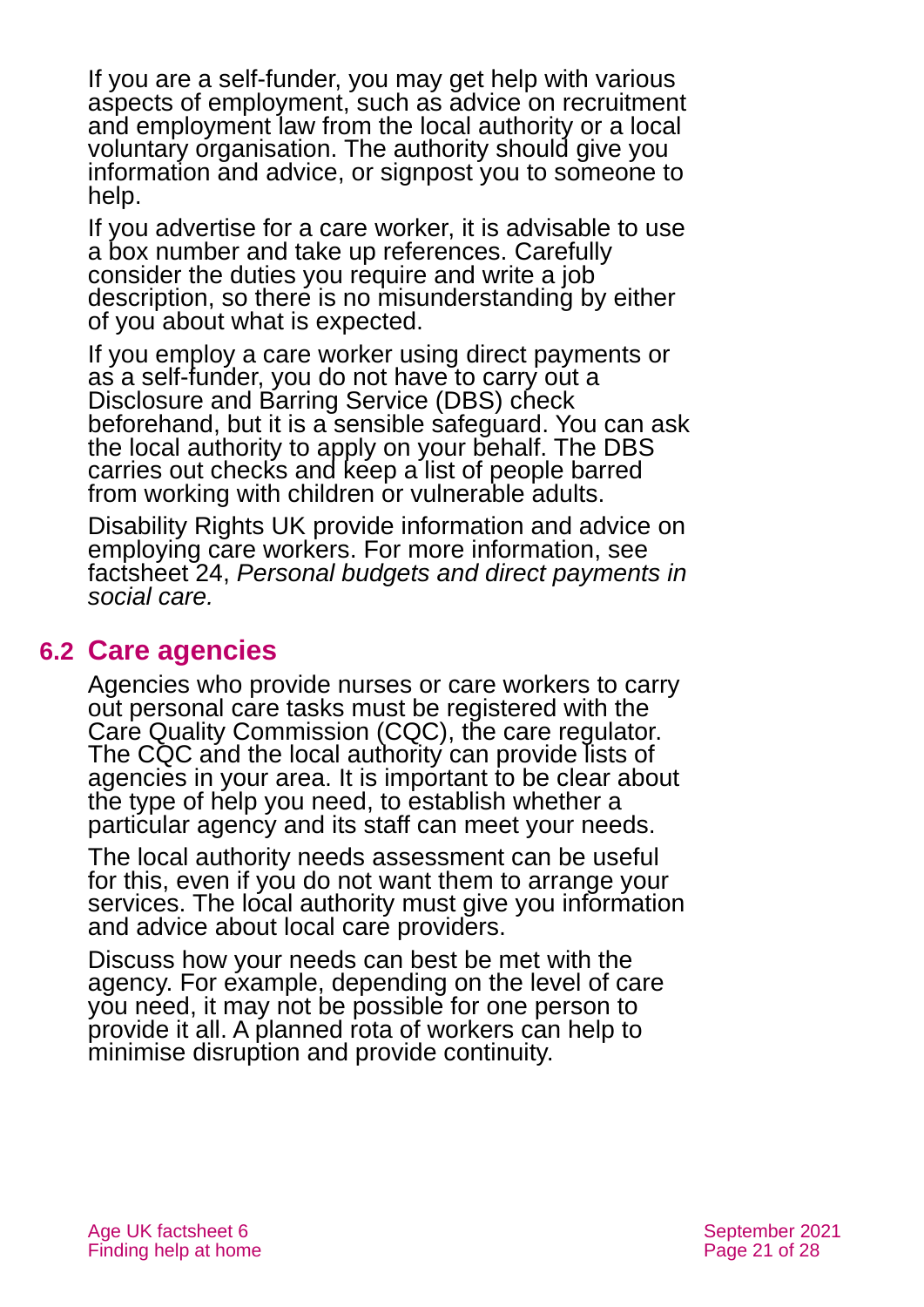If you are a self-funder, you may get help with various aspects of employment, such as advice on recruitment and employment law from the local authority or a local voluntary organisation. The authority should give you information and advice, or signpost you to someone to help.

If you advertise for a care worker, it is advisable to use a box number and take up references. Carefully consider the duties you require and write a job description, so there is no misunderstanding by either of you about what is expected.

If you employ a care worker using direct payments or as a self-funder, you do not have to carry out a Disclosure and Barring Service (DBS) check beforehand, but it is a sensible safeguard. You can ask the local authority to apply on your behalf. The DBS carries out checks and keep a list of people barred from working with children or vulnerable adults.

Disability Rights UK provide information and advice on employing care workers. For more information, see factsheet 24, *Personal budgets and direct payments in social care.*

## 6.2 Care agencies

Agencies who provide nurses or care workers to carry out personal care tasks must be registered with the Care Quality Commission (CQC), the care regulator. The CQC and the local authority can provide lists of agencies in your area. It is important to be clear about the type of help you need, to establish whether a particular agency and its staff can meet your needs.

The local authority needs assessment can be useful for this, even if you do not want them to arrange your services. The local authority must give you information and advice about local care providers.

Discuss how your needs can best be met with the agency. For example, depending on the level of care you need, it may not be possible for one person to provide it all. A planned rota of workers can help to minimise disruption and provide continuity.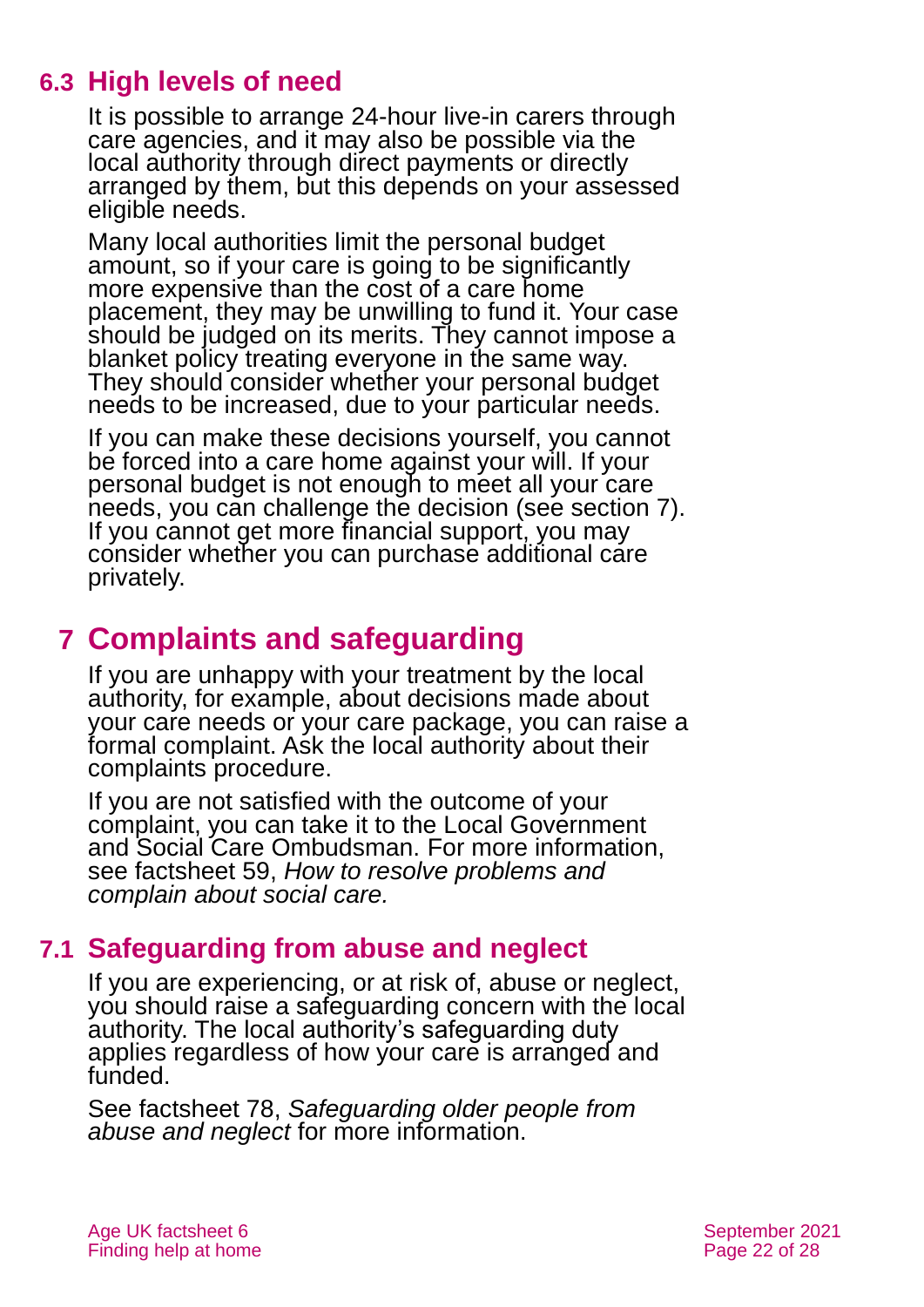### 6.3 High levels of need

It is possible to arrange 24-hour live-in carers through care agencies, and it may also be possible via the local authority through direct payments or directly arranged by them, but this depends on your assessed eligible needs.

Many local authorities limit the personal budget amount, so if your care is going to be significantly more expensive than the cost of a care home placement, they may be unwilling to fund it. Your case should be judged on its merits. They cannot impose a blanket policy treating everyone in the same way. They should consider whether your personal budget needs to be increased, due to your particular needs.

If you can make these decisions yourself, you cannot be forced into a care home against your will. If your personal budget is not enough to meet all your care needs, you can challenge the decision (see section 7). If you cannot get more financial support, you may consider whether you can purchase additional care privately.

## 7 Complaints and safeguarding

If you are unhappy with your treatment by the local authority, for example, about decisions made about your care needs or your care package, you can raise a formal complaint. Ask the local authority about their complaints procedure.

If you are not satisfied with the outcome of your complaint, you can take it to the Local Government and Social Care Ombudsman. For more information, see factsheet 59, *How to resolve problems and complain about social care.*

### 7.1 Safeguarding from abuse and neglect

If you are experiencing, or at risk of, abuse or neglect, you should raise a safeguarding concern with the local authority. The local authority's safeguarding duty applies regardless of how your care is arranged and funded.

See factsheet 78, *Safeguarding older people from abuse and neglect* for more information.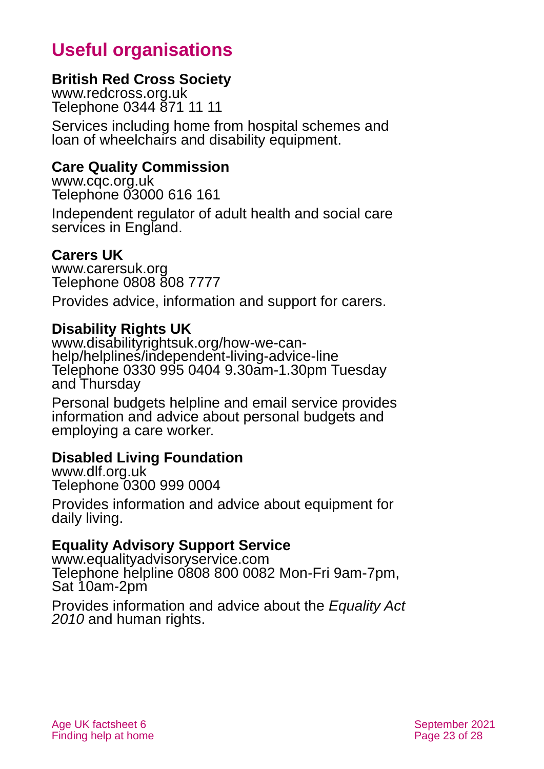# Useful organisations

**British Red Cross Society**
www.redcross.org.uk
Telephone 0344 871 11 11

Services including home from hospital schemes and loan of wheelchairs and disability equipment.

**Care Quality Commission**
www.cqc.org.uk
Telephone 03000 616 161

Independent regulator of adult health and social care services in England.

**Carers UK**
www.carersuk.org
Telephone 0808 808 7777

Provides advice, information and support for carers.

**Disability Rights UK**
www.disabilityrightsuk.org/how-we-can-help/helplines/independent-living-advice-line
Telephone 0330 995 0404 9.30am-1.30pm Tuesday and Thursday

Personal budgets helpline and email service provides information and advice about personal budgets and employing a care worker.

**Disabled Living Foundation**
www.dlf.org.uk
Telephone 0300 999 0004

Provides information and advice about equipment for daily living.

**Equality Advisory Support Service**
www.equalityadvisoryservice.com
Telephone helpline 0808 800 0082 Mon-Fri 9am-7pm, Sat 10am-2pm

Provides information and advice about the *Equality Act 2010* and human rights.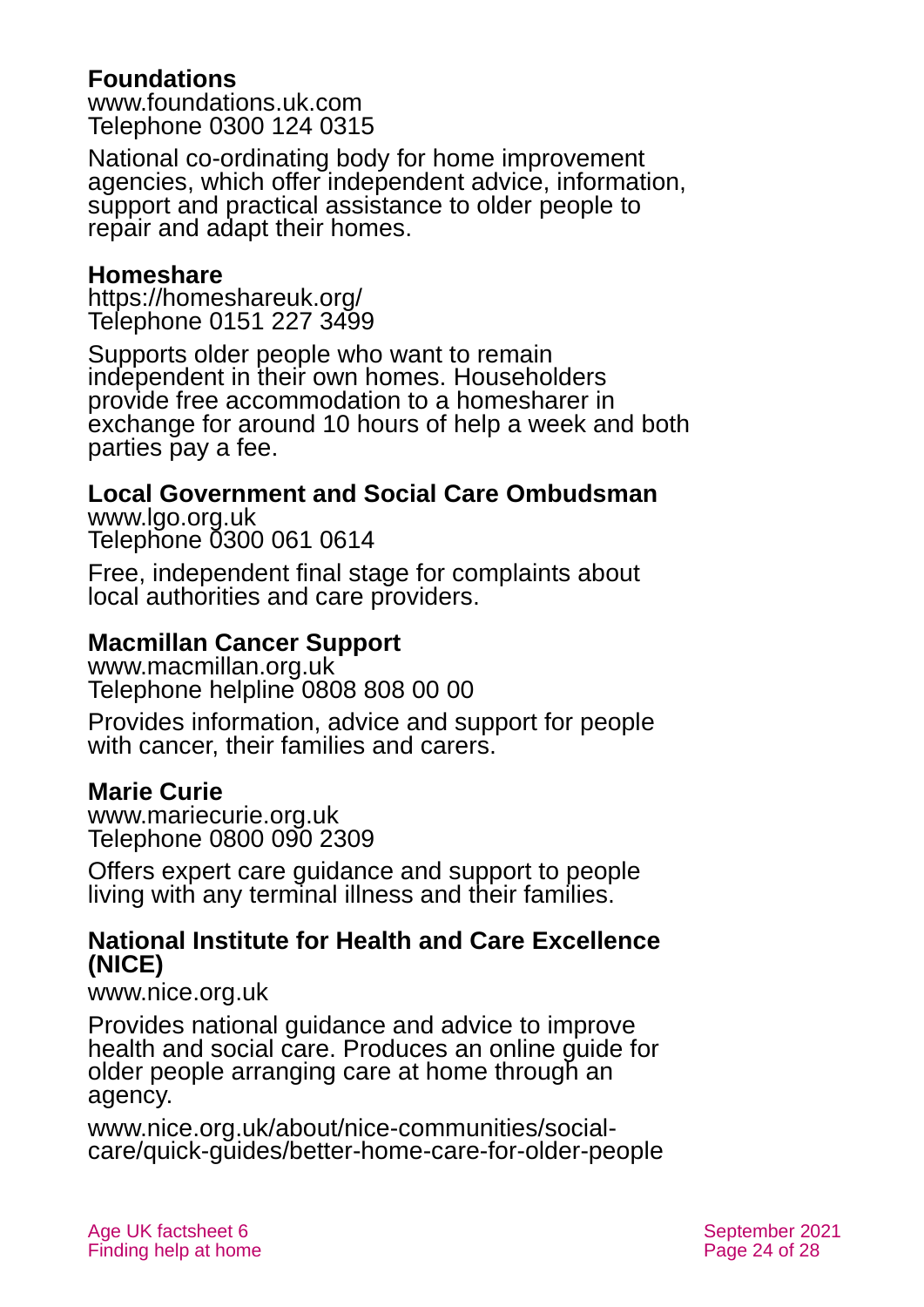**Foundations**
www.foundations.uk.com
Telephone 0300 124 0315

National co-ordinating body for home improvement agencies, which offer independent advice, information, support and practical assistance to older people to repair and adapt their homes.

**Homeshare**
https://homeshareuk.org/
Telephone 0151 227 3499

Supports older people who want to remain independent in their own homes. Householders provide free accommodation to a homesharer in exchange for around 10 hours of help a week and both parties pay a fee.

**Local Government and Social Care Ombudsman**
www.lgo.org.uk
Telephone 0300 061 0614

Free, independent final stage for complaints about local authorities and care providers.

**Macmillan Cancer Support**
www.macmillan.org.uk
Telephone helpline 0808 808 00 00

Provides information, advice and support for people with cancer, their families and carers.

**Marie Curie**
www.mariecurie.org.uk
Telephone 0800 090 2309

Offers expert care guidance and support to people living with any terminal illness and their families.

**National Institute for Health and Care Excellence (NICE)**
www.nice.org.uk

Provides national guidance and advice to improve health and social care. Produces an online guide for older people arranging care at home through an agency.

www.nice.org.uk/about/nice-communities/social-care/quick-guides/better-home-care-for-older-people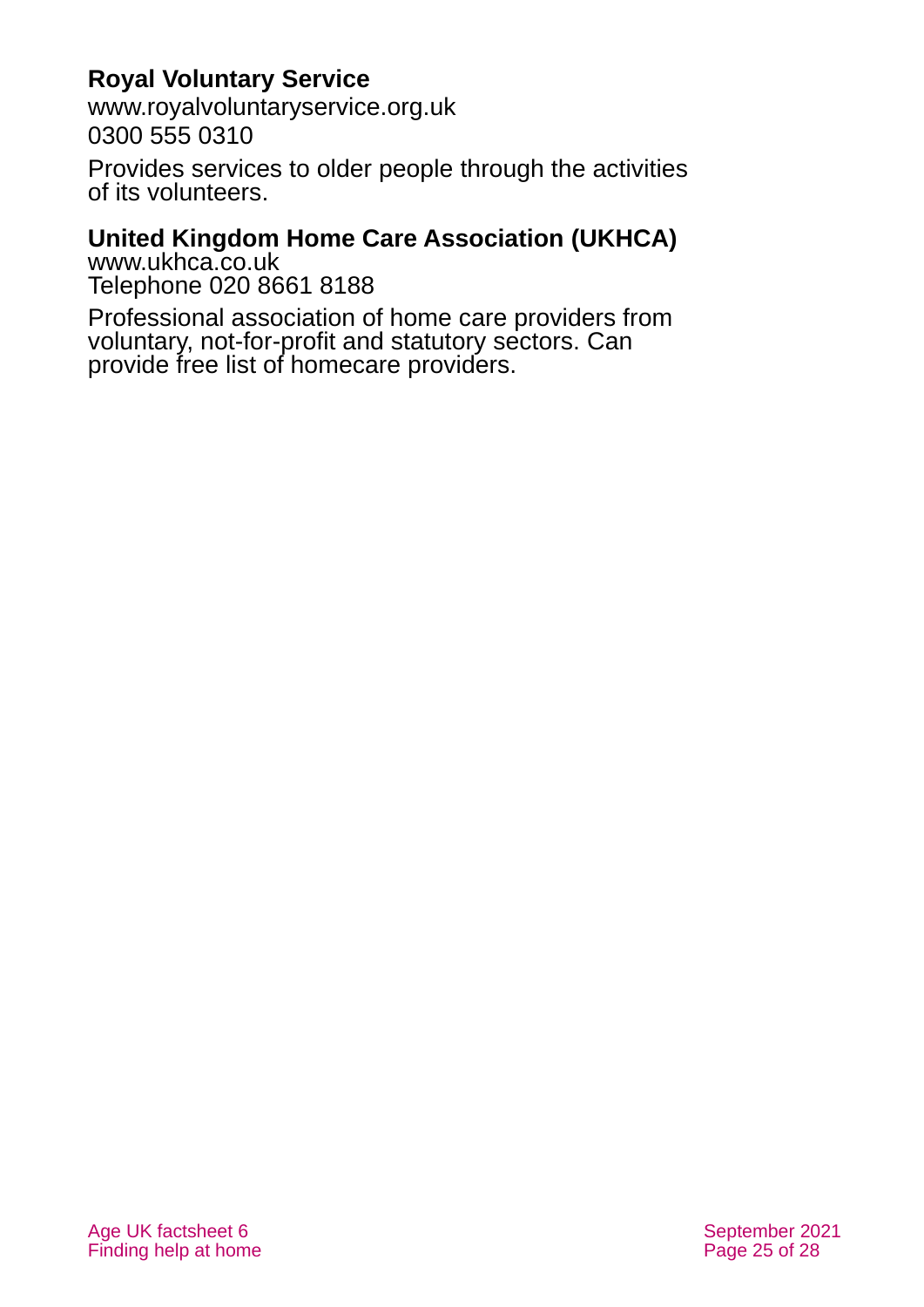**Royal Voluntary Service**
www.royalvoluntaryservice.org.uk
0300 555 0310

Provides services to older people through the activities of its volunteers.

**United Kingdom Home Care Association (UKHCA)**
www.ukhca.co.uk
Telephone 020 8661 8188

Professional association of home care providers from voluntary, not-for-profit and statutory sectors. Can provide free list of homecare providers.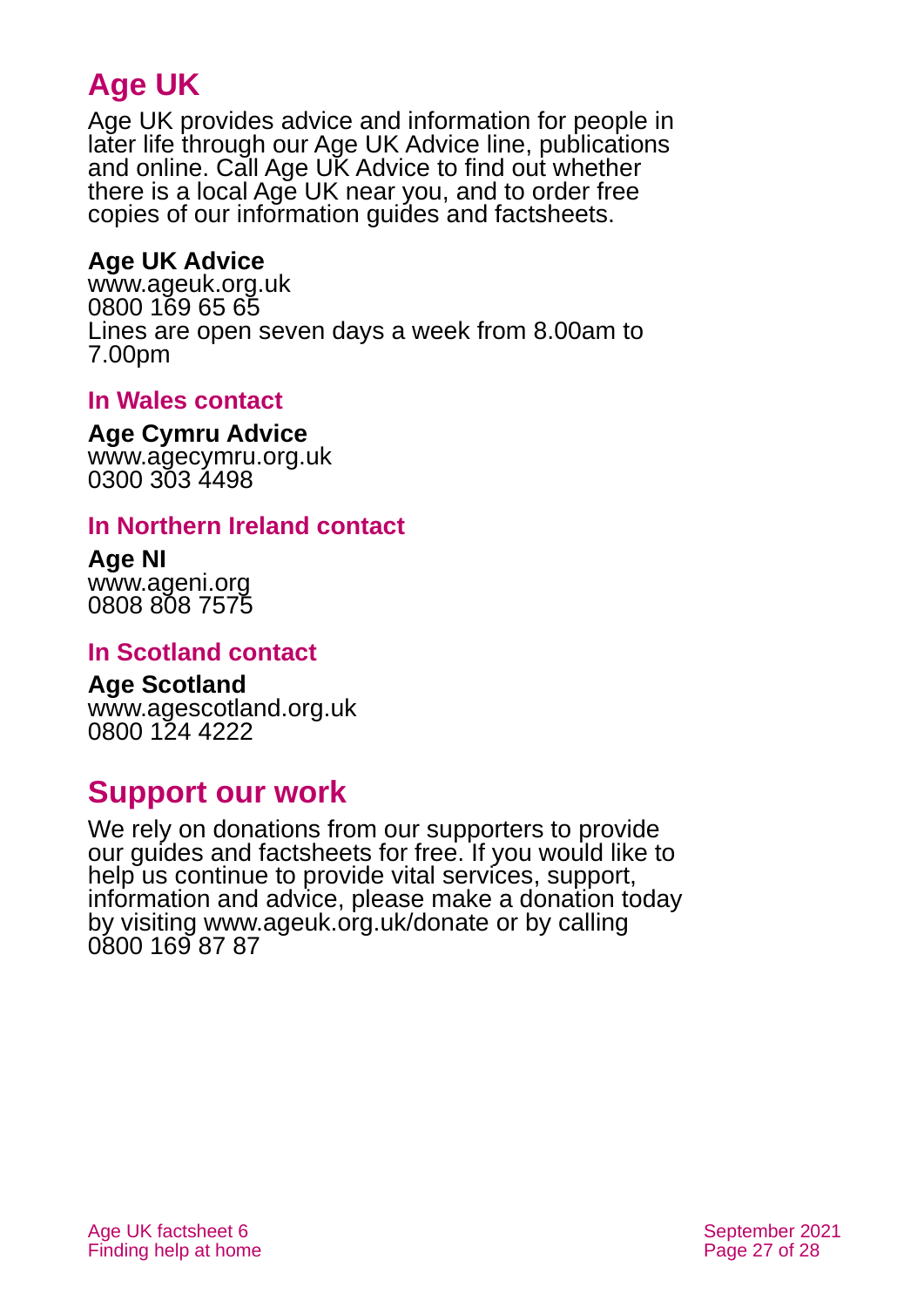## Age UK

Age UK provides advice and information for people in later life through our Age UK Advice line, publications and online. Call Age UK Advice to find out whether there is a local Age UK near you, and to order free copies of our information guides and factsheets.

**Age UK Advice**
www.ageuk.org.uk
0800 169 65 65
Lines are open seven days a week from 8.00am to 7.00pm

### In Wales contact

**Age Cymru Advice**
www.agecymru.org.uk
0300 303 4498

### In Northern Ireland contact

**Age NI**
www.ageni.org
0808 808 7575

### In Scotland contact

**Age Scotland**
www.agescotland.org.uk
0800 124 4222

## Support our work

We rely on donations from our supporters to provide our guides and factsheets for free. If you would like to help us continue to provide vital services, support, information and advice, please make a donation today by visiting www.ageuk.org.uk/donate or by calling 0800 169 87 87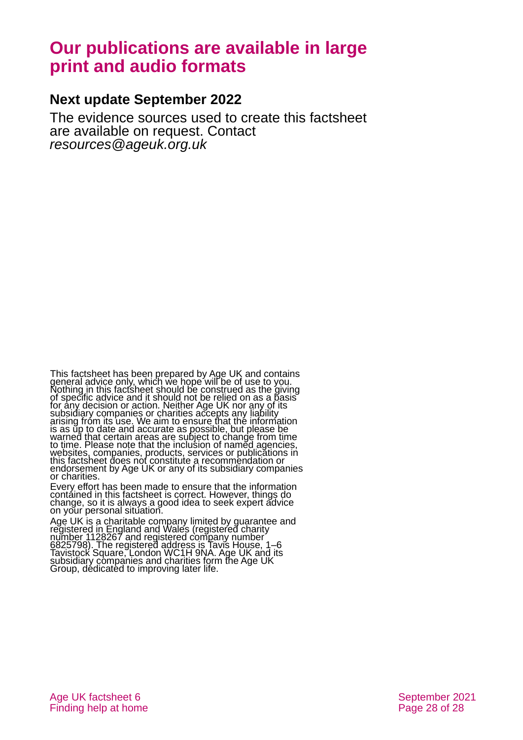# Our publications are available in large print and audio formats

## Next update September 2022

The evidence sources used to create this factsheet are available on request. Contact *resources@ageuk.org.uk*

This factsheet has been prepared by Age UK and contains general advice only, which we hope will be of use to you. Nothing in this factsheet should be construed as the giving of specific advice and it should not be relied on as a basis for any decision or action. Neither Age UK nor any of its subsidiary companies or charities accepts any liability arising from its use. We aim to ensure that the information is as up to date and accurate as possible, but please be warned that certain areas are subject to change from time to time. Please note that the inclusion of named agencies, websites, companies, products, services or publications in this factsheet does not constitute a recommendation or endorsement by Age UK or any of its subsidiary companies or charities.

Every effort has been made to ensure that the information contained in this factsheet is correct. However, things do change, so it is always a good idea to seek expert advice on your personal situation.

Age UK is a charitable company limited by guarantee and registered in England and Wales (registered charity number 1128267 and registered company number 6825798). The registered address is Tavis House, 1–6 Tavistock Square, London WC1H 9NA. Age UK and its subsidiary companies and charities form the Age UK Group, dedicated to improving later life.